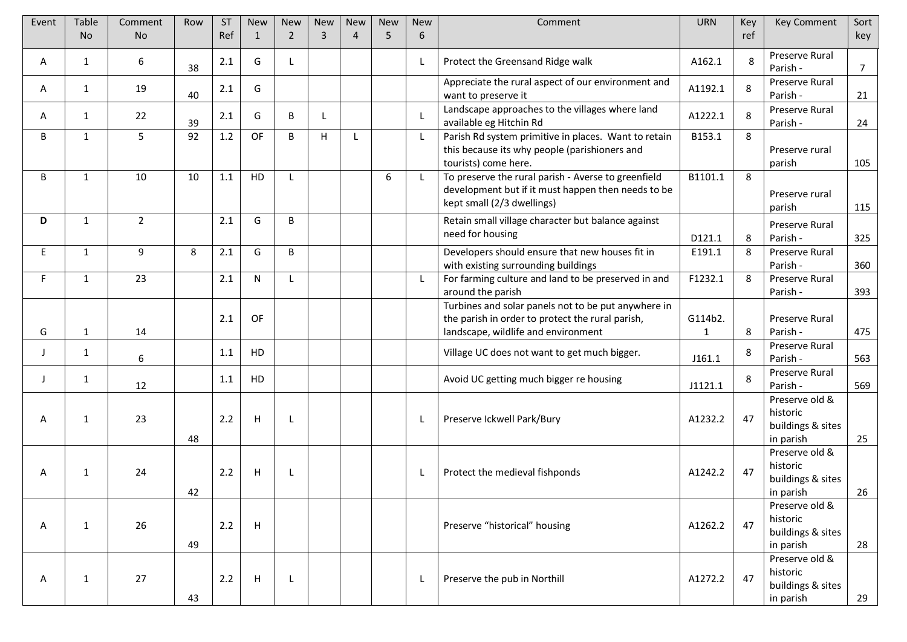| Event | Table No | Comment No | Row | ST Ref | New 1 | New 2 | New 3 | New 4 | New 5 | New 6 | Comment | URN | Key ref | Key Comment | Sort key |
|---|---|---|---|---|---|---|---|---|---|---|---|---|---|---|---|
| A | 1 | 6 | 38 | 2.1 | G | L | | | | L | Protect the Greensand Ridge walk | A162.1 | 8 | Preserve Rural Parish - | 7 |
| A | 1 | 19 | 40 | 2.1 | G | | | | | | Appreciate the rural aspect of our environment and want to preserve it | A1192.1 | 8 | Preserve Rural Parish - | 21 |
| A | 1 | 22 | 39 | 2.1 | G | B | L | | | L | Landscape approaches to the villages where land available eg Hitchin Rd | A1222.1 | 8 | Preserve Rural Parish - | 24 |
| B | 1 | 5 | 92 | 1.2 | OF | B | H | L | | L | Parish Rd system primitive in places. Want to retain this because its why people (parishioners and tourists) come here. | B153.1 | 8 | Preserve rural parish | 105 |
| B | 1 | 10 | 10 | 1.1 | HD | L | | | 6 | L | To preserve the rural parish - Averse to greenfield development but if it must happen then needs to be kept small (2/3 dwellings) | B1101.1 | 8 | Preserve rural parish | 115 |
| **D** | 1 | 2 | | 2.1 | G | B | | | | | Retain small village character but balance against need for housing | D121.1 | 8 | Preserve Rural Parish - | 325 |
| E | 1 | 9 | 8 | 2.1 | G | B | | | | | Developers should ensure that new houses fit in with existing surrounding buildings | E191.1 | 8 | Preserve Rural Parish - | 360 |
| F | 1 | 23 | | 2.1 | N | L | | | | L | For farming culture and land to be preserved in and around the parish | F1232.1 | 8 | Preserve Rural Parish - | 393 |
| G | 1 | 14 | | 2.1 | OF | | | | | | Turbines and solar panels not to be put anywhere in the parish in order to protect the rural parish, landscape, wildlife and environment | G114b2.1 | 8 | Preserve Rural Parish - | 475 |
| J | 1 | 6 | | 1.1 | HD | | | | | | Village UC does not want to get much bigger. | J161.1 | 8 | Preserve Rural Parish - | 563 |
| J | 1 | 12 | | 1.1 | HD | | | | | | Avoid UC getting much bigger re housing | J1121.1 | 8 | Preserve Rural Parish - | 569 |
| A | 1 | 23 | 48 | 2.2 | H | L | | | | L | Preserve Ickwell Park/Bury | A1232.2 | 47 | Preserve old & historic buildings & sites in parish | 25 |
| A | 1 | 24 | 42 | 2.2 | H | L | | | | L | Protect the medieval fishponds | A1242.2 | 47 | Preserve old & historic buildings & sites in parish | 26 |
| A | 1 | 26 | 49 | 2.2 | H | | | | | | Preserve “historical” housing | A1262.2 | 47 | Preserve old & historic buildings & sites in parish | 28 |
| A | 1 | 27 | 43 | 2.2 | H | L | | | | L | Preserve the pub in Northill | A1272.2 | 47 | Preserve old & historic buildings & sites in parish | 29 |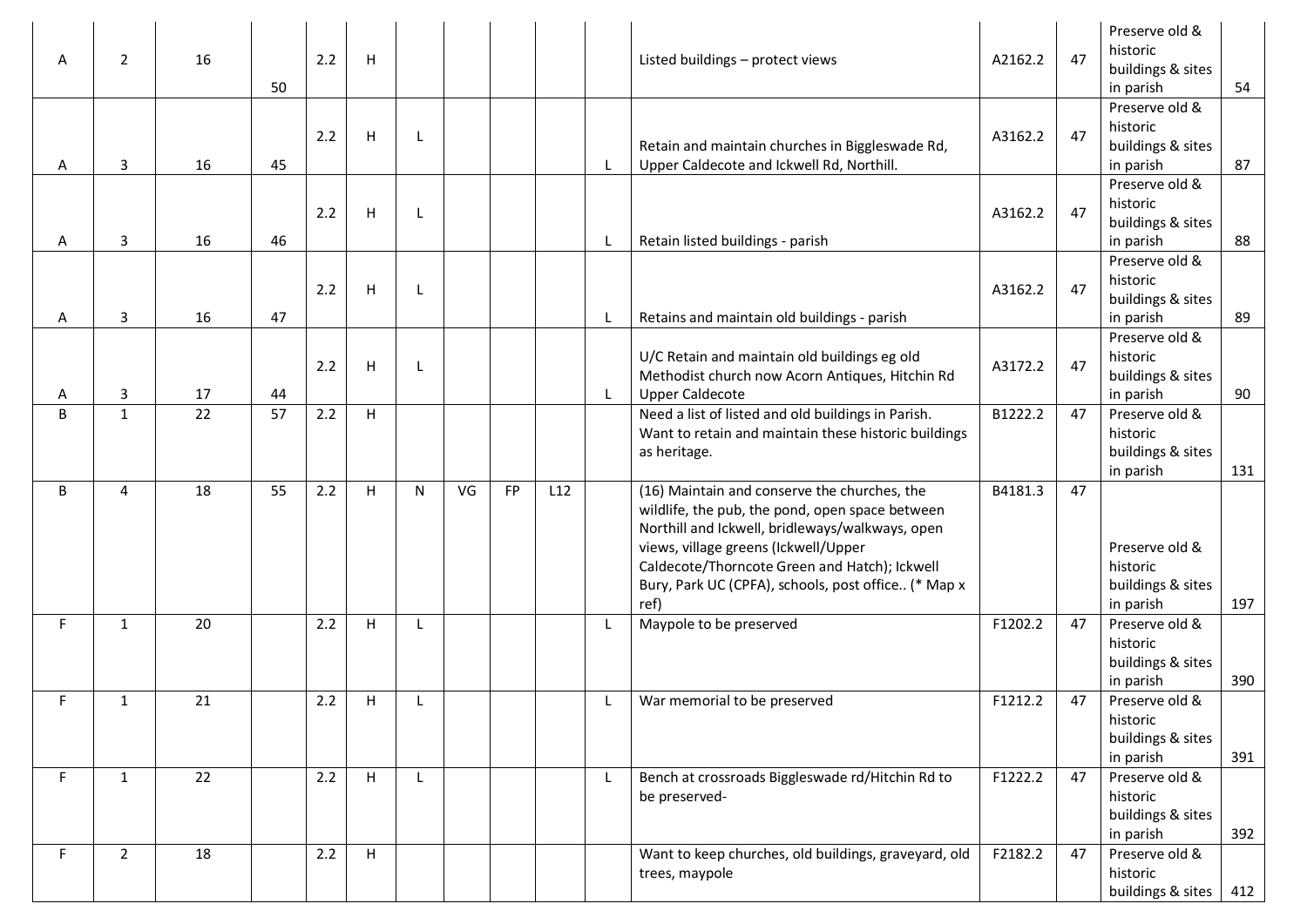| | | | | | | | | | | | | | | | |
|---|---|---|---|---|---|---|---|---|---|---|---|---|---|---|---|
| A | 2 | 16 | 50 | 2.2 | H | | | | | | Listed buildings – protect views | A2162.2 | 47 | Preserve old & historic buildings & sites in parish | 54 |
| A | 3 | 16 | 45 | 2.2 | H | L | | | | L | Retain and maintain churches in Biggleswade Rd, Upper Caldecote and Ickwell Rd, Northill. | A3162.2 | 47 | Preserve old & historic buildings & sites in parish | 87 |
| A | 3 | 16 | 46 | 2.2 | H | L | | | | L | Retain listed buildings - parish | A3162.2 | 47 | Preserve old & historic buildings & sites in parish | 88 |
| A | 3 | 16 | 47 | 2.2 | H | L | | | | L | Retains and maintain old buildings - parish | A3162.2 | 47 | Preserve old & historic buildings & sites in parish | 89 |
| A | 3 | 17 | 44 | 2.2 | H | L | | | | L | U/C Retain and maintain old buildings eg old Methodist church now Acorn Antiques, Hitchin Rd Upper Caldecote | A3172.2 | 47 | Preserve old & historic buildings & sites in parish | 90 |
| B | 1 | 22 | 57 | 2.2 | H | | | | | | Need a list of listed and old buildings in Parish. Want to retain and maintain these historic buildings as heritage. | B1222.2 | 47 | Preserve old & historic buildings & sites in parish | 131 |
| B | 4 | 18 | 55 | 2.2 | H | N | VG | FP | L12 | | (16) Maintain and conserve the churches, the wildlife, the pub, the pond, open space between Northill and Ickwell, bridleways/walkways, open views, village greens (Ickwell/Upper Caldecote/Thorncote Green and Hatch); Ickwell Bury, Park UC (CPFA), schools, post office.. (* Map x ref) | B4181.3 | 47 | Preserve old & historic buildings & sites in parish | 197 |
| F | 1 | 20 | | 2.2 | H | L | | | | L | Maypole to be preserved | F1202.2 | 47 | Preserve old & historic buildings & sites in parish | 390 |
| F | 1 | 21 | | 2.2 | H | L | | | | L | War memorial to be preserved | F1212.2 | 47 | Preserve old & historic buildings & sites in parish | 391 |
| F | 1 | 22 | | 2.2 | H | L | | | | L | Bench at crossroads Biggleswade rd/Hitchin Rd to be preserved- | F1222.2 | 47 | Preserve old & historic buildings & sites in parish | 392 |
| F | 2 | 18 | | 2.2 | H | | | | | | Want to keep churches, old buildings, graveyard, old trees, maypole | F2182.2 | 47 | Preserve old & historic buildings & sites | 412 |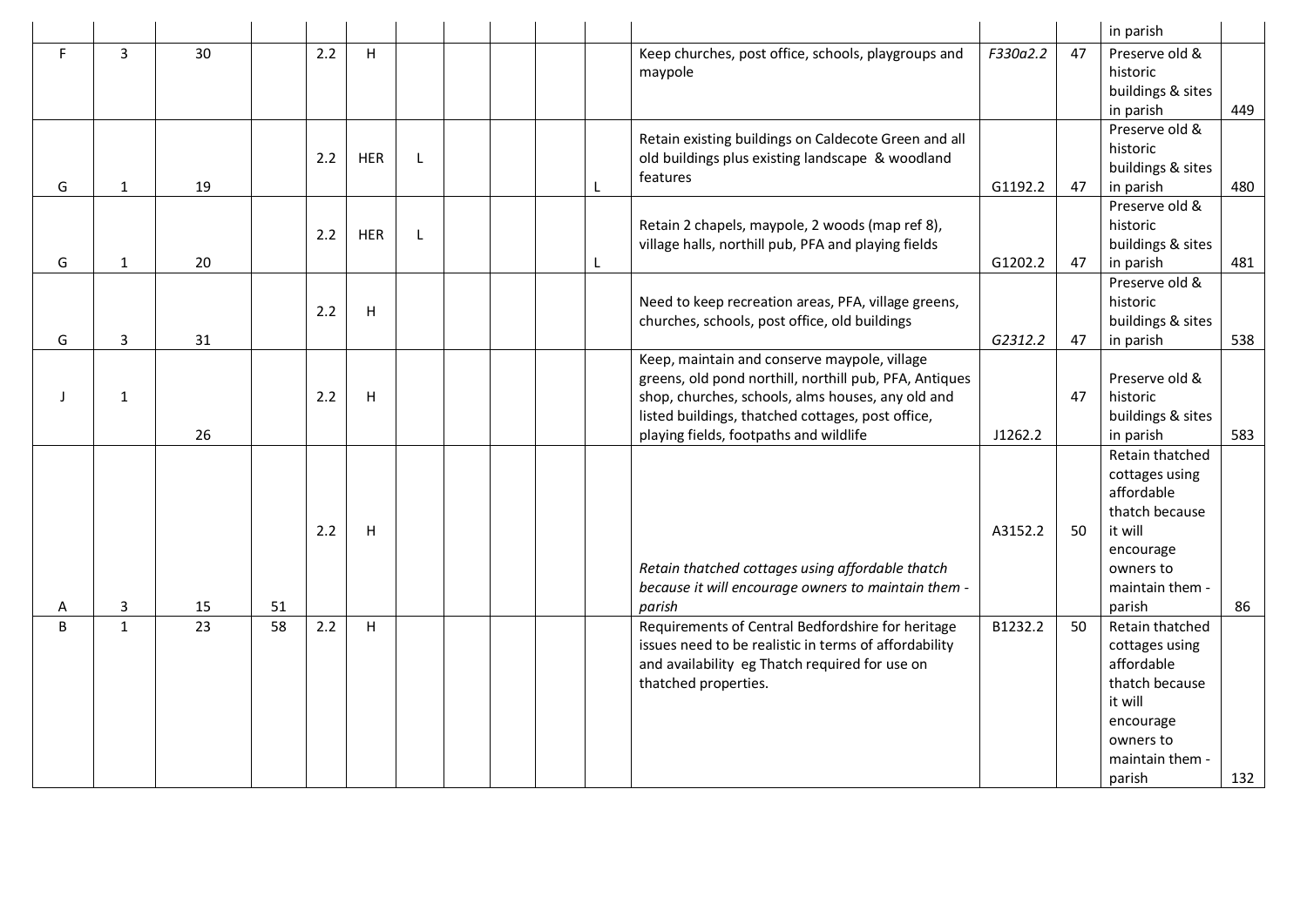| | | | | | | | | | | | | | | |
|---|---|---|---|---|---|---|---|---|---|---|---|---|---|---|
| | | | | | | | | | | | | | in parish | |
| F | 3 | 30 | | 2.2 | H | | | | | Keep churches, post office, schools, playgroups and maypole | *F330a2.2* | 47 | Preserve old & historic buildings & sites in parish | 449 |
| G | 1 | 19 | | 2.2 | HER | L | | | L | Retain existing buildings on Caldecote Green and all old buildings plus existing landscape & woodland features | G1192.2 | 47 | Preserve old & historic buildings & sites in parish | 480 |
| G | 1 | 20 | | 2.2 | HER | L | | | L | Retain 2 chapels, maypole, 2 woods (map ref 8), village halls, northill pub, PFA and playing fields | G1202.2 | 47 | Preserve old & historic buildings & sites in parish | 481 |
| G | 3 | 31 | | 2.2 | H | | | | | Need to keep recreation areas, PFA, village greens, churches, schools, post office, old buildings | *G2312.2* | 47 | Preserve old & historic buildings & sites in parish | 538 |
| J | 1 | 26 | | 2.2 | H | | | | | Keep, maintain and conserve maypole, village greens, old pond northill, northill pub, PFA, Antiques shop, churches, schools, alms houses, any old and listed buildings, thatched cottages, post office, playing fields, footpaths and wildlife | J1262.2 | 47 | Preserve old & historic buildings & sites in parish | 583 |
| A | 3 | 15 | 51 | 2.2 | H | | | | | *Retain thatched cottages using affordable thatch because it will encourage owners to maintain them - parish* | A3152.2 | 50 | Retain thatched cottages using affordable thatch because it will encourage owners to maintain them - parish | 86 |
| B | 1 | 23 | 58 | 2.2 | H | | | | | Requirements of Central Bedfordshire for heritage issues need to be realistic in terms of affordability and availability eg Thatch required for use on thatched properties. | B1232.2 | 50 | Retain thatched cottages using affordable thatch because it will encourage owners to maintain them - parish | 132 |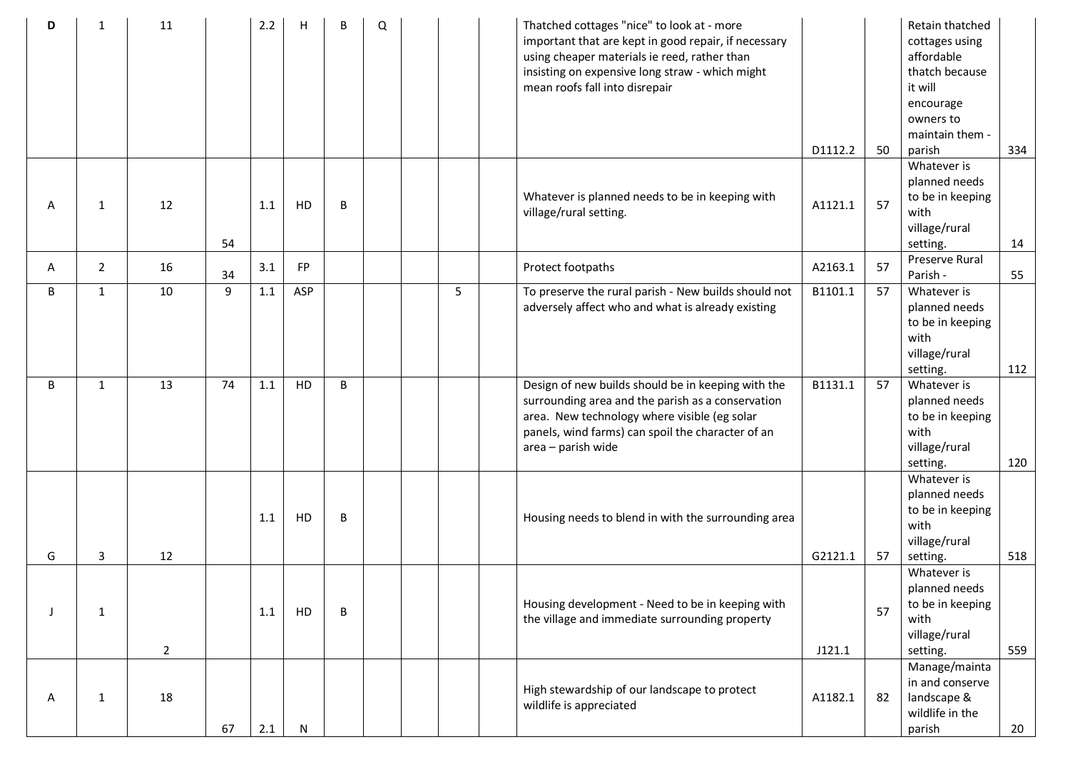| | | | | | | | | | | | | | | | |
|---|---|---|---|---|---|---|---|---|---|---|---|---|---|---|---|
| D | 1 | 11 | | 2.2 | H | B | Q | | | | Thatched cottages "nice" to look at - more important that are kept in good repair, if necessary using cheaper materials ie reed, rather than insisting on expensive long straw - which might mean roofs fall into disrepair | D1112.2 | 50 | Retain thatched cottages using affordable thatch because it will encourage owners to maintain them - parish | 334 |
| A | 1 | 12 | 54 | 1.1 | HD | B | | | | | Whatever is planned needs to be in keeping with village/rural setting. | A1121.1 | 57 | Whatever is planned needs to be in keeping with village/rural setting. | 14 |
| A | 2 | 16 | 34 | 3.1 | FP | | | | | | Protect footpaths | A2163.1 | 57 | Preserve Rural Parish - | 55 |
| B | 1 | 10 | 9 | 1.1 | ASP | | | | 5 | | To preserve the rural parish - New builds should not adversely affect who and what is already existing | B1101.1 | 57 | Whatever is planned needs to be in keeping with village/rural setting. | 112 |
| B | 1 | 13 | 74 | 1.1 | HD | B | | | | | Design of new builds should be in keeping with the surrounding area and the parish as a conservation area. New technology where visible (eg solar panels, wind farms) can spoil the character of an area – parish wide | B1131.1 | 57 | Whatever is planned needs to be in keeping with village/rural setting. | 120 |
| G | 3 | 12 | | 1.1 | HD | B | | | | | Housing needs to blend in with the surrounding area | G2121.1 | 57 | Whatever is planned needs to be in keeping with village/rural setting. | 518 |
| J | 1 | 2 | | 1.1 | HD | B | | | | | Housing development - Need to be in keeping with the village and immediate surrounding property | J121.1 | 57 | Whatever is planned needs to be in keeping with village/rural setting. | 559 |
| A | 1 | 18 | 67 | 2.1 | N | | | | | | High stewardship of our landscape to protect wildlife is appreciated | A1182.1 | 82 | Manage/maintain and conserve landscape & wildlife in the parish | 20 |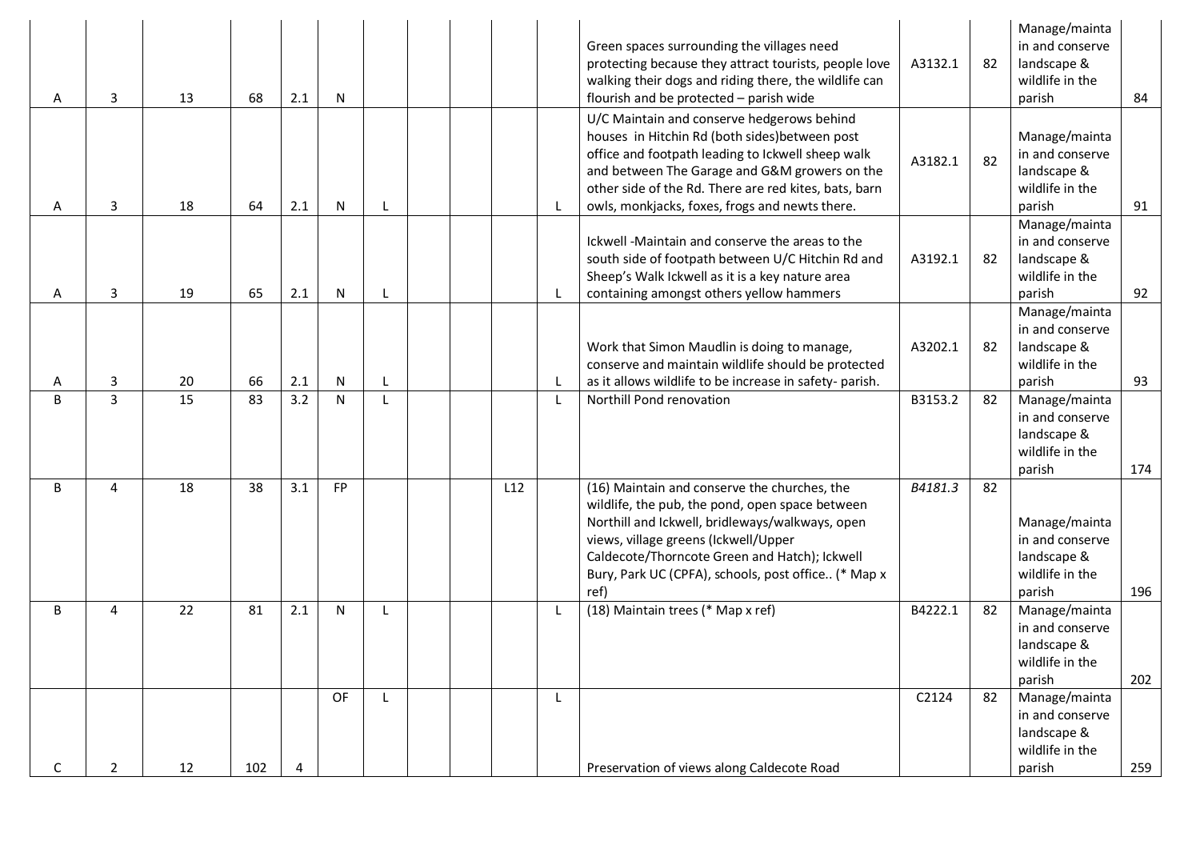| | | | | | | | | | | | | | | | |
|---|---|---|---|---|---|---|---|---|---|---|---|---|---|---|---|
| A | 3 | 13 | 68 | 2.1 | N | | | | | | Green spaces surrounding the villages need protecting because they attract tourists, people love walking their dogs and riding there, the wildlife can flourish and be protected – parish wide | A3132.1 | 82 | Manage/maintain and conserve landscape & wildlife in the parish | 84 |
| A | 3 | 18 | 64 | 2.1 | N | L | | | | L | U/C Maintain and conserve hedgerows behind houses in Hitchin Rd (both sides)between post office and footpath leading to Ickwell sheep walk and between The Garage and G&M growers on the other side of the Rd. There are red kites, bats, barn owls, monkjacks, foxes, frogs and newts there. | A3182.1 | 82 | Manage/maintain and conserve landscape & wildlife in the parish | 91 |
| A | 3 | 19 | 65 | 2.1 | N | L | | | | L | Ickwell -Maintain and conserve the areas to the south side of footpath between U/C Hitchin Rd and Sheep's Walk Ickwell as it is a key nature area containing amongst others yellow hammers | A3192.1 | 82 | Manage/maintain and conserve landscape & wildlife in the parish | 92 |
| A | 3 | 20 | 66 | 2.1 | N | L | | | | L | Work that Simon Maudlin is doing to manage, conserve and maintain wildlife should be protected as it allows wildlife to be increase in safety- parish. | A3202.1 | 82 | Manage/maintain and conserve landscape & wildlife in the parish | 93 |
| B | 3 | 15 | 83 | 3.2 | N | L | | | | L | Northill Pond renovation | B3153.2 | 82 | Manage/maintain and conserve landscape & wildlife in the parish | 174 |
| B | 4 | 18 | 38 | 3.1 | FP | | | | L12 | | (16) Maintain and conserve the churches, the wildlife, the pub, the pond, open space between Northill and Ickwell, bridleways/walkways, open views, village greens (Ickwell/Upper Caldecote/Thorncote Green and Hatch); Ickwell Bury, Park UC (CPFA), schools, post office.. (* Map x ref) | *B4181.3* | 82 | Manage/maintain and conserve landscape & wildlife in the parish | 196 |
| B | 4 | 22 | 81 | 2.1 | N | L | | | | L | (18) Maintain trees (* Map x ref) | B4222.1 | 82 | Manage/maintain and conserve landscape & wildlife in the parish | 202 |
| C | 2 | 12 | 102 | 4 | OF | L | | | | L | Preservation of views along Caldecote Road | C2124 | 82 | Manage/maintain and conserve landscape & wildlife in the parish | 259 |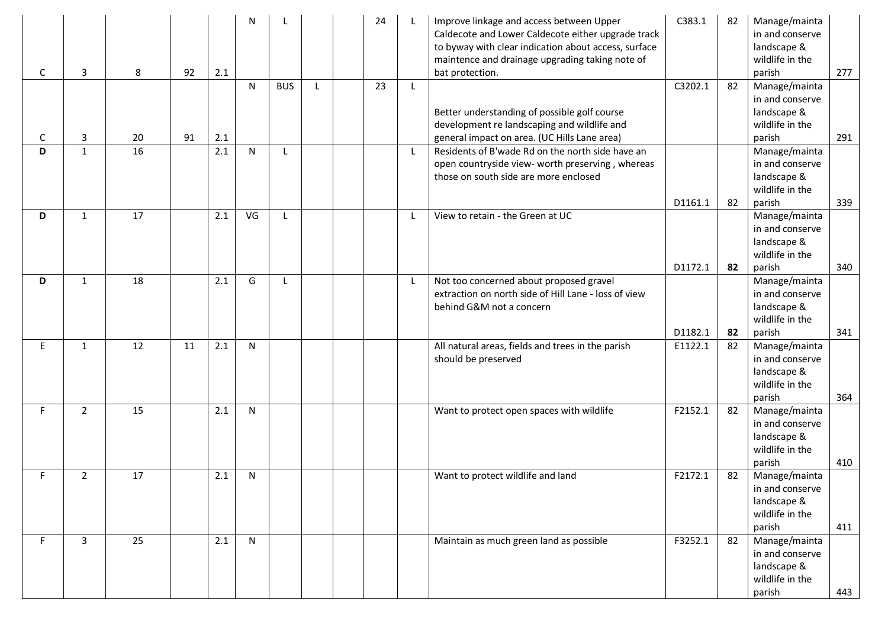| | | | | | | | | | | | | | | | |
|---|---|---|---|---|---|---|---|---|---|---|---|---|---|---|---|
| C | 3 | 8 | 92 | 2.1 | N | L | | | 24 | L | Improve linkage and access between Upper Caldecote and Lower Caldecote either upgrade track to byway with clear indication about access, surface maintence and drainage upgrading taking note of bat protection. | C383.1 | 82 | Manage/maintain and conserve landscape & wildlife in the parish | 277 |
| C | 3 | 20 | 91 | 2.1 | N | BUS | L | | 23 | L | Better understanding of possible golf course development re landscaping and wildlife and general impact on area. (UC Hills Lane area) | C3202.1 | 82 | Manage/maintain and conserve landscape & wildlife in the parish | 291 |
| **D** | 1 | 16 | | 2.1 | N | L | | | | L | Residents of B'wade Rd on the north side have an open countryside view- worth preserving , whereas those on south side are more enclosed | D1161.1 | 82 | Manage/maintain and conserve landscape & wildlife in the parish | 339 |
| **D** | 1 | 17 | | 2.1 | VG | L | | | | L | View to retain - the Green at UC | D1172.1 | **82** | Manage/maintain and conserve landscape & wildlife in the parish | 340 |
| **D** | 1 | 18 | | 2.1 | G | L | | | | L | Not too concerned about proposed gravel extraction on north side of Hill Lane - loss of view behind G&M not a concern | D1182.1 | **82** | Manage/maintain and conserve landscape & wildlife in the parish | 341 |
| E | 1 | 12 | 11 | 2.1 | N | | | | | | All natural areas, fields and trees in the parish should be preserved | E1122.1 | 82 | Manage/maintain and conserve landscape & wildlife in the parish | 364 |
| F | 2 | 15 | | 2.1 | N | | | | | | Want to protect open spaces with wildlife | F2152.1 | 82 | Manage/maintain and conserve landscape & wildlife in the parish | 410 |
| F | 2 | 17 | | 2.1 | N | | | | | | Want to protect wildlife and land | F2172.1 | 82 | Manage/maintain and conserve landscape & wildlife in the parish | 411 |
| F | 3 | 25 | | 2.1 | N | | | | | | Maintain as much green land as possible | F3252.1 | 82 | Manage/maintain and conserve landscape & wildlife in the parish | 443 |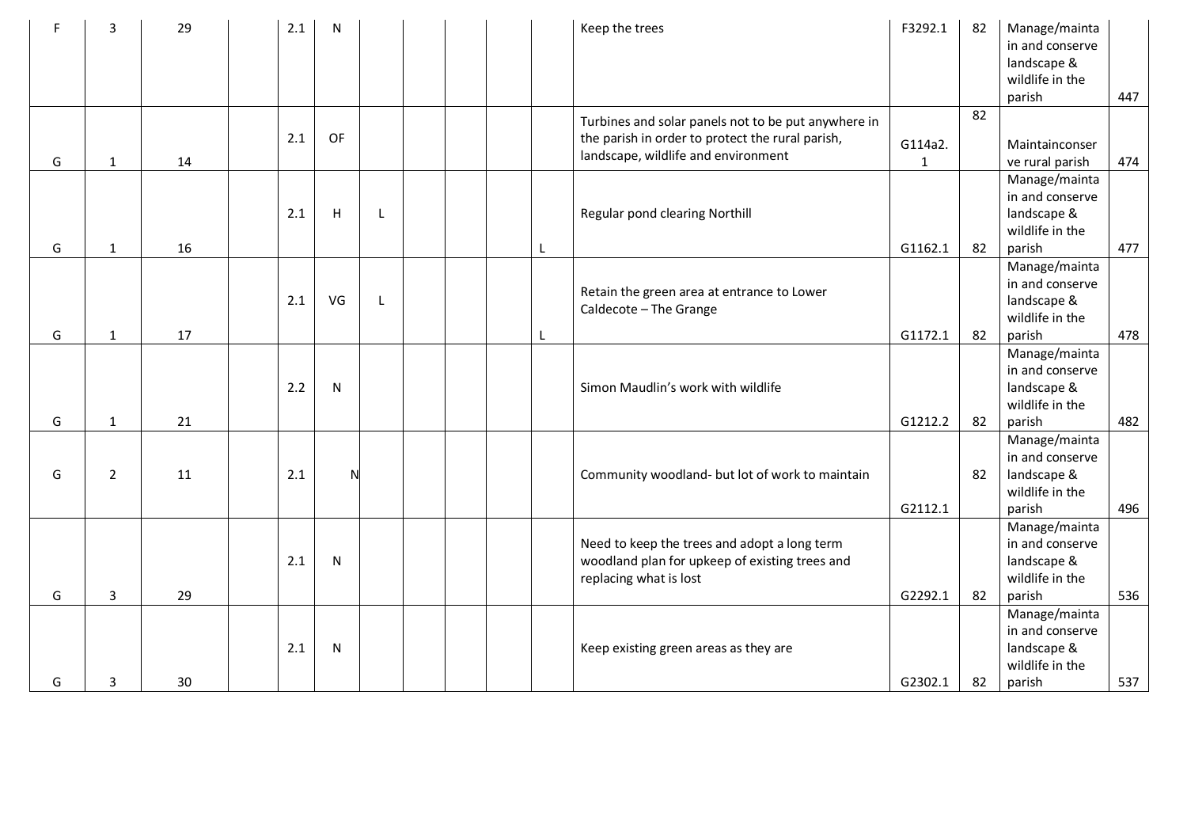| | | | | | | | | | | | | | | | |
|---|---|---|---|---|---|---|---|---|---|---|---|---|---|---|---|
| F | 3 | 29 | | 2.1 | N | | | | | | Keep the trees | F3292.1 | 82 | Manage/maintain and conserve landscape & wildlife in the parish | 447 |
| G | 1 | 14 | | 2.1 | OF | | | | | | Turbines and solar panels not to be put anywhere in the parish in order to protect the rural parish, landscape, wildlife and environment | G114a2.1 | 82 | Maintainconserve rural parish | 474 |
| G | 1 | 16 | | 2.1 | H | L | | | | L | Regular pond clearing Northill | G1162.1 | 82 | Manage/maintain and conserve landscape & wildlife in the parish | 477 |
| G | 1 | 17 | | 2.1 | VG | L | | | | L | Retain the green area at entrance to Lower Caldecote – The Grange | G1172.1 | 82 | Manage/maintain and conserve landscape & wildlife in the parish | 478 |
| G | 1 | 21 | | 2.2 | N | | | | | | Simon Maudlin's work with wildlife | G1212.2 | 82 | Manage/maintain and conserve landscape & wildlife in the parish | 482 |
| G | 2 | 11 | | 2.1 | N | | | | | | Community woodland- but lot of work to maintain | G2112.1 | 82 | Manage/maintain and conserve landscape & wildlife in the parish | 496 |
| G | 3 | 29 | | 2.1 | N | | | | | | Need to keep the trees and adopt a long term woodland plan for upkeep of existing trees and replacing what is lost | G2292.1 | 82 | Manage/maintain and conserve landscape & wildlife in the parish | 536 |
| G | 3 | 30 | | 2.1 | N | | | | | | Keep existing green areas as they are | G2302.1 | 82 | Manage/maintain and conserve landscape & wildlife in the parish | 537 |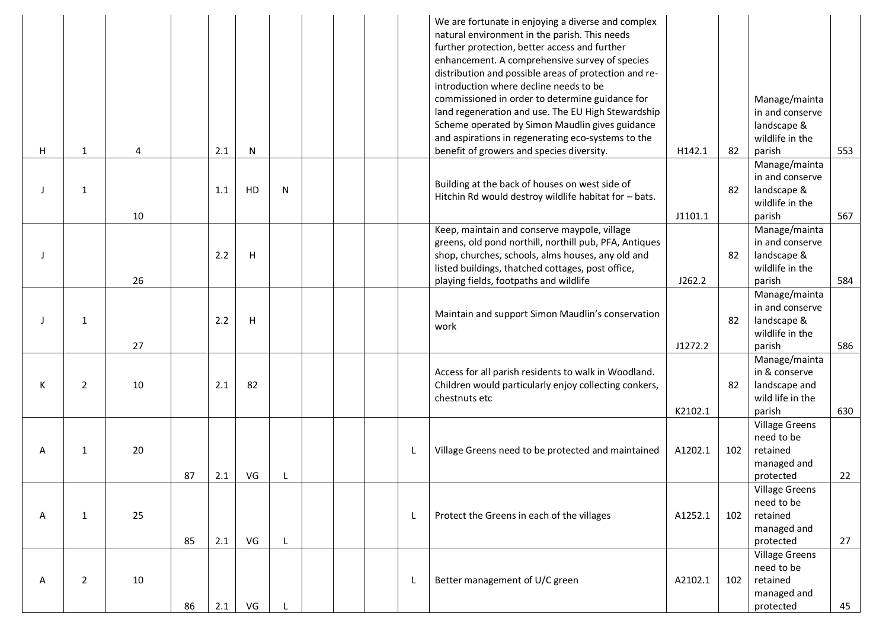| | | | | | | | | | | | | | | | |
|---|---|---|---|---|---|---|---|---|---|---|---|---|---|---|---|
| H | 1 | 4 | | 2.1 | N | | | | | | We are fortunate in enjoying a diverse and complex natural environment in the parish. This needs further protection, better access and further enhancement. A comprehensive survey of species distribution and possible areas of protection and re-introduction where decline needs to be commissioned in order to determine guidance for land regeneration and use. The EU High Stewardship Scheme operated by Simon Maudlin gives guidance and aspirations in regenerating eco-systems to the benefit of growers and species diversity. | H142.1 | 82 | Manage/maintain and conserve landscape & wildlife in the parish | 553 |
| J | 1 | 10 | | 1.1 | HD | N | | | | | Building at the back of houses on west side of Hitchin Rd would destroy wildlife habitat for – bats. | J1101.1 | 82 | Manage/maintain and conserve landscape & wildlife in the parish | 567 |
| J | | 26 | | 2.2 | H | | | | | | Keep, maintain and conserve maypole, village greens, old pond northill, northill pub, PFA, Antiques shop, churches, schools, alms houses, any old and listed buildings, thatched cottages, post office, playing fields, footpaths and wildlife | J262.2 | 82 | Manage/maintain and conserve landscape & wildlife in the parish | 584 |
| J | 1 | 27 | | 2.2 | H | | | | | | Maintain and support Simon Maudlin's conservation work | J1272.2 | 82 | Manage/maintain and conserve landscape & wildlife in the parish | 586 |
| K | 2 | 10 | | 2.1 | 82 | | | | | | Access for all parish residents to walk in Woodland. Children would particularly enjoy collecting conkers, chestnuts etc | K2102.1 | 82 | Manage/maintain & conserve landscape and wild life in the parish | 630 |
| A | 1 | 20 | 87 | 2.1 | VG | L | | | | L | Village Greens need to be protected and maintained | A1202.1 | 102 | Village Greens need to be retained managed and protected | 22 |
| A | 1 | 25 | 85 | 2.1 | VG | L | | | | L | Protect the Greens in each of the villages | A1252.1 | 102 | Village Greens need to be retained managed and protected | 27 |
| A | 2 | 10 | 86 | 2.1 | VG | L | | | | L | Better management of U/C green | A2102.1 | 102 | Village Greens need to be retained managed and protected | 45 |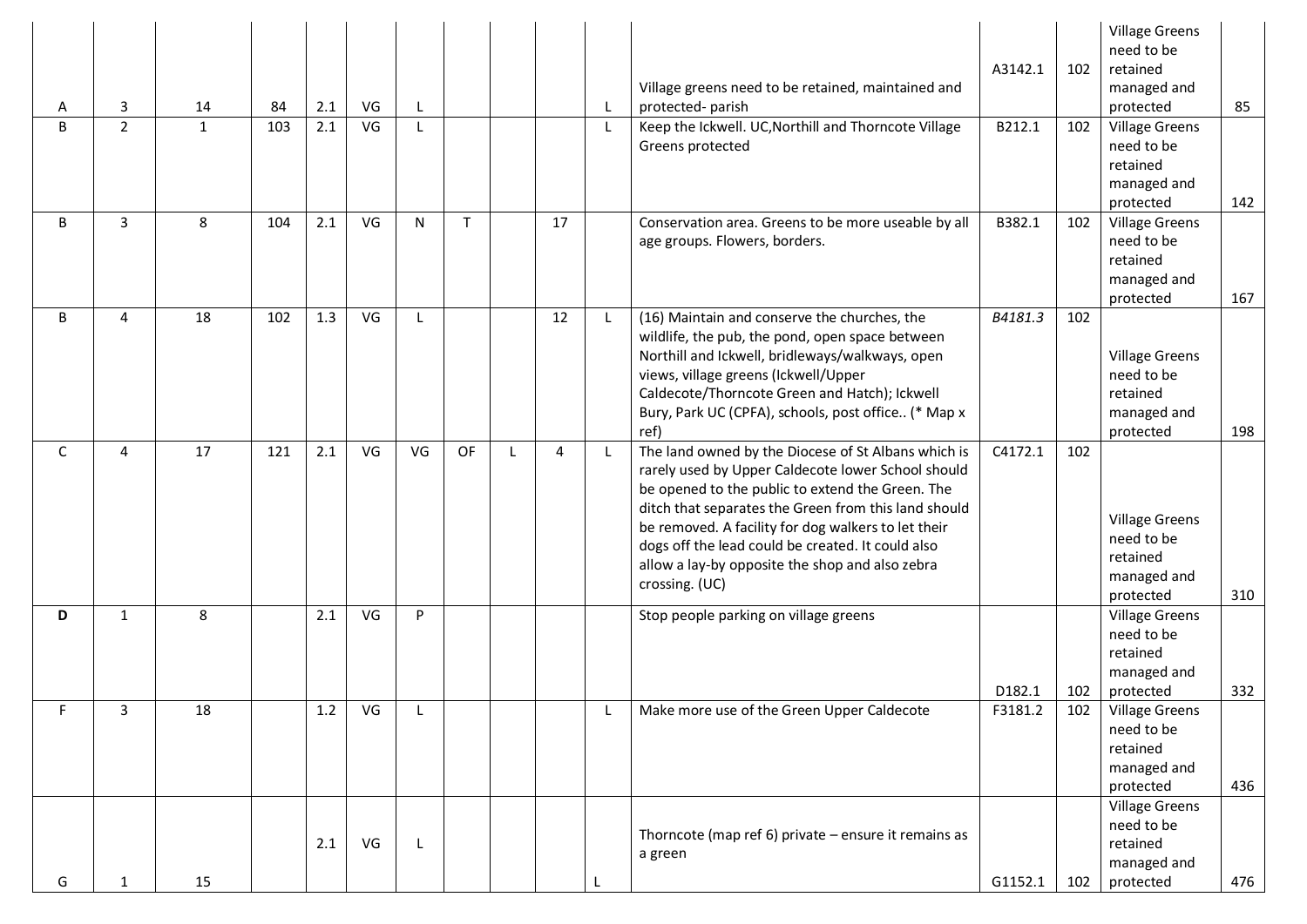| | | | | | | | | | | | | | | | |
|---|---|---|---|---|---|---|---|---|---|---|---|---|---|---|---|
| A | 3 | 14 | 84 | 2.1 | VG | L | | | | L | Village greens need to be retained, maintained and protected- parish | A3142.1 | 102 | Village Greens need to be retained managed and protected | 85 |
| B | 2 | 1 | 103 | 2.1 | VG | L | | | | L | Keep the Ickwell. UC,Northill and Thorncote Village Greens protected | B212.1 | 102 | Village Greens need to be retained managed and protected | 142 |
| B | 3 | 8 | 104 | 2.1 | VG | N | T | | 17 | | Conservation area. Greens to be more useable by all age groups. Flowers, borders. | B382.1 | 102 | Village Greens need to be retained managed and protected | 167 |
| B | 4 | 18 | 102 | 1.3 | VG | L | | | 12 | L | (16) Maintain and conserve the churches, the wildlife, the pub, the pond, open space between Northill and Ickwell, bridleways/walkways, open views, village greens (Ickwell/Upper Caldecote/Thorncote Green and Hatch); Ickwell Bury, Park UC (CPFA), schools, post office.. (* Map x ref) | *B4181.3* | 102 | Village Greens need to be retained managed and protected | 198 |
| C | 4 | 17 | 121 | 2.1 | VG | VG | OF | L | 4 | L | The land owned by the Diocese of St Albans which is rarely used by Upper Caldecote lower School should be opened to the public to extend the Green. The ditch that separates the Green from this land should be removed. A facility for dog walkers to let their dogs off the lead could be created. It could also allow a lay-by opposite the shop and also zebra crossing. (UC) | C4172.1 | 102 | Village Greens need to be retained managed and protected | 310 |
| **D** | 1 | 8 | | 2.1 | VG | P | | | | | Stop people parking on village greens | D182.1 | 102 | Village Greens need to be retained managed and protected | 332 |
| F | 3 | 18 | | 1.2 | VG | L | | | | L | Make more use of the Green Upper Caldecote | F3181.2 | 102 | Village Greens need to be retained managed and protected | 436 |
| G | 1 | 15 | | 2.1 | VG | L | | | | L | Thorncote (map ref 6) private – ensure it remains as a green | G1152.1 | 102 | Village Greens need to be retained managed and protected | 476 |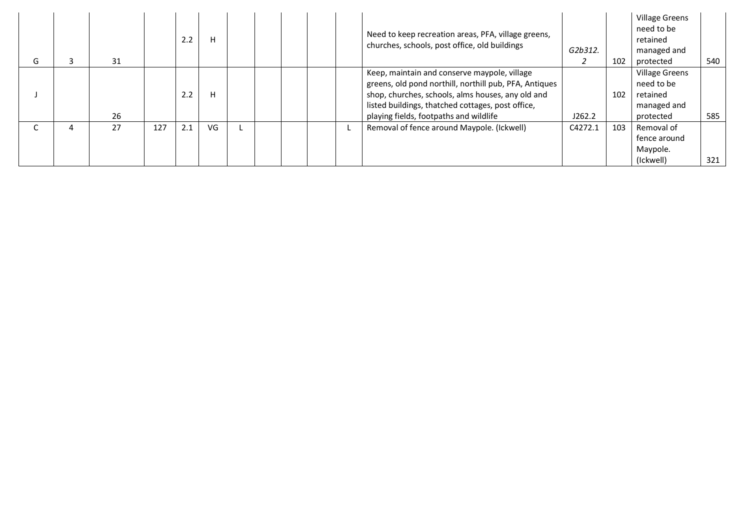| | | | | | | | | | | | | | | | |
|---|---|---|---|---|---|---|---|---|---|---|---|---|---|---|---|
| G | 3 | 31 | | 2.2 | H | | | | | | Need to keep recreation areas, PFA, village greens, churches, schools, post office, old buildings | *G2b312.2* | 102 | Village Greens need to be retained managed and protected | 540 |
| J | | 26 | | 2.2 | H | | | | | | Keep, maintain and conserve maypole, village greens, old pond northill, northill pub, PFA, Antiques shop, churches, schools, alms houses, any old and listed buildings, thatched cottages, post office, playing fields, footpaths and wildlife | J262.2 | 102 | Village Greens need to be retained managed and protected | 585 |
| C | 4 | 27 | 127 | 2.1 | VG | L | | | | L | Removal of fence around Maypole. (Ickwell) | C4272.1 | 103 | Removal of fence around Maypole. (Ickwell) | 321 |